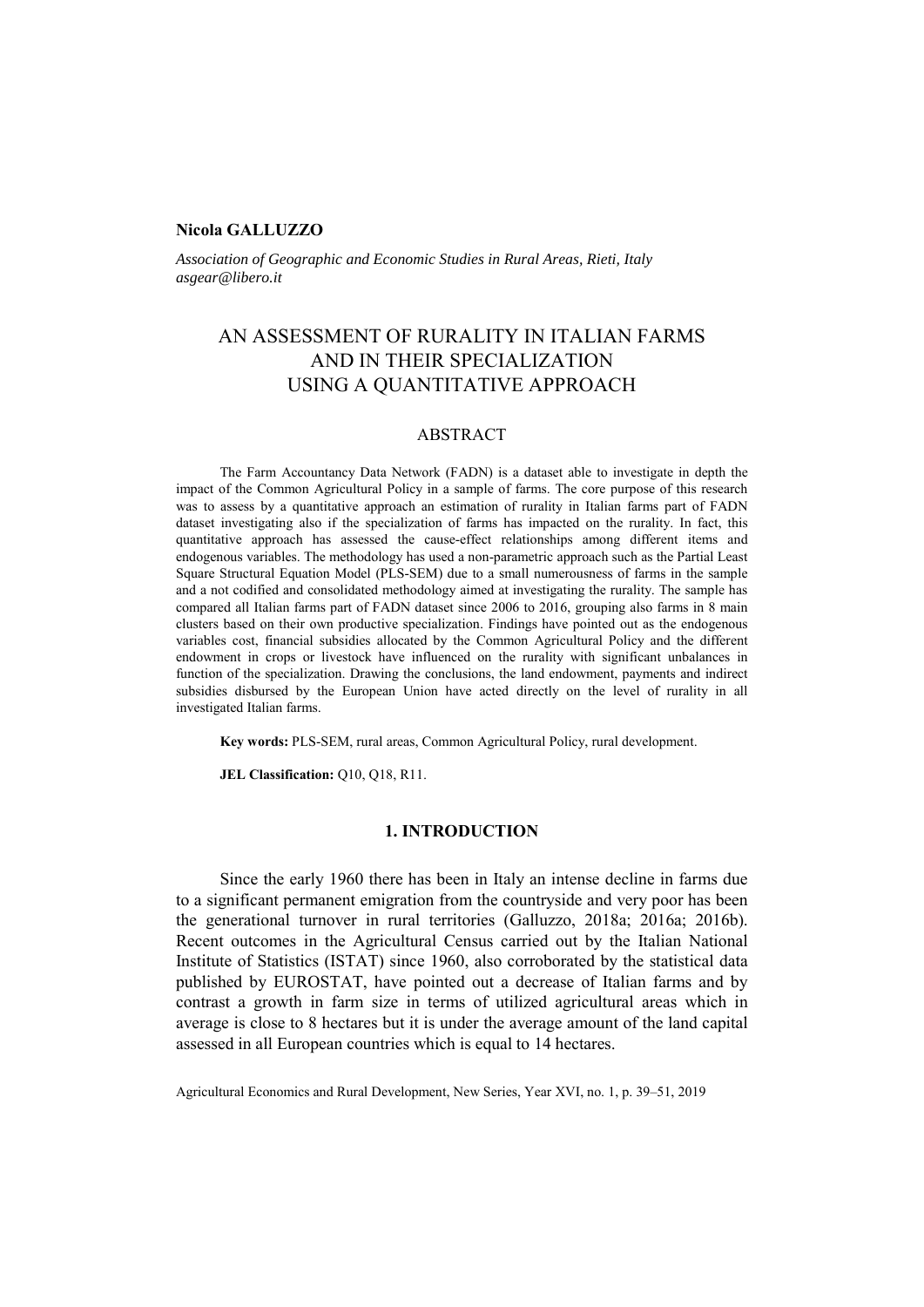**Nicola GALLUZZO**

*Association of Geographic and Economic Studies in Rural Areas, Rieti, Italy*
*asgear@libero.it*

# AN ASSESSMENT OF RURALITY IN ITALIAN FARMS AND IN THEIR SPECIALIZATION USING A QUANTITATIVE APPROACH

## ABSTRACT

The Farm Accountancy Data Network (FADN) is a dataset able to investigate in depth the impact of the Common Agricultural Policy in a sample of farms. The core purpose of this research was to assess by a quantitative approach an estimation of rurality in Italian farms part of FADN dataset investigating also if the specialization of farms has impacted on the rurality. In fact, this quantitative approach has assessed the cause-effect relationships among different items and endogenous variables. The methodology has used a non-parametric approach such as the Partial Least Square Structural Equation Model (PLS-SEM) due to a small numerousness of farms in the sample and a not codified and consolidated methodology aimed at investigating the rurality. The sample has compared all Italian farms part of FADN dataset since 2006 to 2016, grouping also farms in 8 main clusters based on their own productive specialization. Findings have pointed out as the endogenous variables cost, financial subsidies allocated by the Common Agricultural Policy and the different endowment in crops or livestock have influenced on the rurality with significant unbalances in function of the specialization. Drawing the conclusions, the land endowment, payments and indirect subsidies disbursed by the European Union have acted directly on the level of rurality in all investigated Italian farms.

**Key words:** PLS-SEM, rural areas, Common Agricultural Policy, rural development.

**JEL Classification:** Q10, Q18, R11.

## 1. INTRODUCTION

Since the early 1960 there has been in Italy an intense decline in farms due to a significant permanent emigration from the countryside and very poor has been the generational turnover in rural territories (Galluzzo, 2018a; 2016a; 2016b). Recent outcomes in the Agricultural Census carried out by the Italian National Institute of Statistics (ISTAT) since 1960, also corroborated by the statistical data published by EUROSTAT, have pointed out a decrease of Italian farms and by contrast a growth in farm size in terms of utilized agricultural areas which in average is close to 8 hectares but it is under the average amount of the land capital assessed in all European countries which is equal to 14 hectares.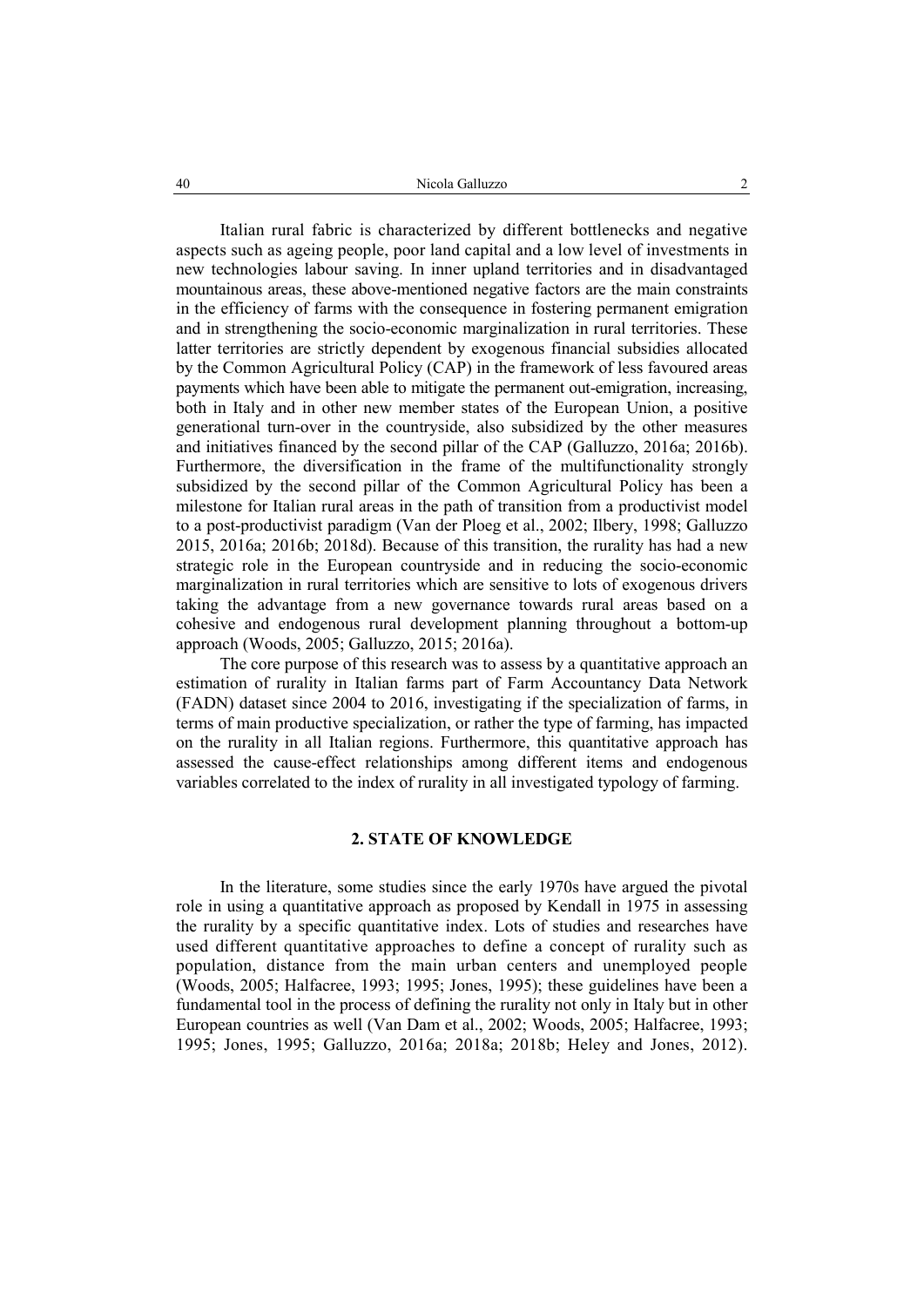Italian rural fabric is characterized by different bottlenecks and negative aspects such as ageing people, poor land capital and a low level of investments in new technologies labour saving. In inner upland territories and in disadvantaged mountainous areas, these above-mentioned negative factors are the main constraints in the efficiency of farms with the consequence in fostering permanent emigration and in strengthening the socio-economic marginalization in rural territories. These latter territories are strictly dependent by exogenous financial subsidies allocated by the Common Agricultural Policy (CAP) in the framework of less favoured areas payments which have been able to mitigate the permanent out-emigration, increasing, both in Italy and in other new member states of the European Union, a positive generational turn-over in the countryside, also subsidized by the other measures and initiatives financed by the second pillar of the CAP (Galluzzo, 2016a; 2016b). Furthermore, the diversification in the frame of the multifunctionality strongly subsidized by the second pillar of the Common Agricultural Policy has been a milestone for Italian rural areas in the path of transition from a productivist model to a post-productivist paradigm (Van der Ploeg et al., 2002; Ilbery, 1998; Galluzzo 2015, 2016a; 2016b; 2018d). Because of this transition, the rurality has had a new strategic role in the European countryside and in reducing the socio-economic marginalization in rural territories which are sensitive to lots of exogenous drivers taking the advantage from a new governance towards rural areas based on a cohesive and endogenous rural development planning throughout a bottom-up approach (Woods, 2005; Galluzzo, 2015; 2016a).

The core purpose of this research was to assess by a quantitative approach an estimation of rurality in Italian farms part of Farm Accountancy Data Network (FADN) dataset since 2004 to 2016, investigating if the specialization of farms, in terms of main productive specialization, or rather the type of farming, has impacted on the rurality in all Italian regions. Furthermore, this quantitative approach has assessed the cause-effect relationships among different items and endogenous variables correlated to the index of rurality in all investigated typology of farming.

## 2. STATE OF KNOWLEDGE

In the literature, some studies since the early 1970s have argued the pivotal role in using a quantitative approach as proposed by Kendall in 1975 in assessing the rurality by a specific quantitative index. Lots of studies and researches have used different quantitative approaches to define a concept of rurality such as population, distance from the main urban centers and unemployed people (Woods, 2005; Halfacree, 1993; 1995; Jones, 1995); these guidelines have been a fundamental tool in the process of defining the rurality not only in Italy but in other European countries as well (Van Dam et al., 2002; Woods, 2005; Halfacree, 1993; 1995; Jones, 1995; Galluzzo, 2016a; 2018a; 2018b; Heley and Jones, 2012).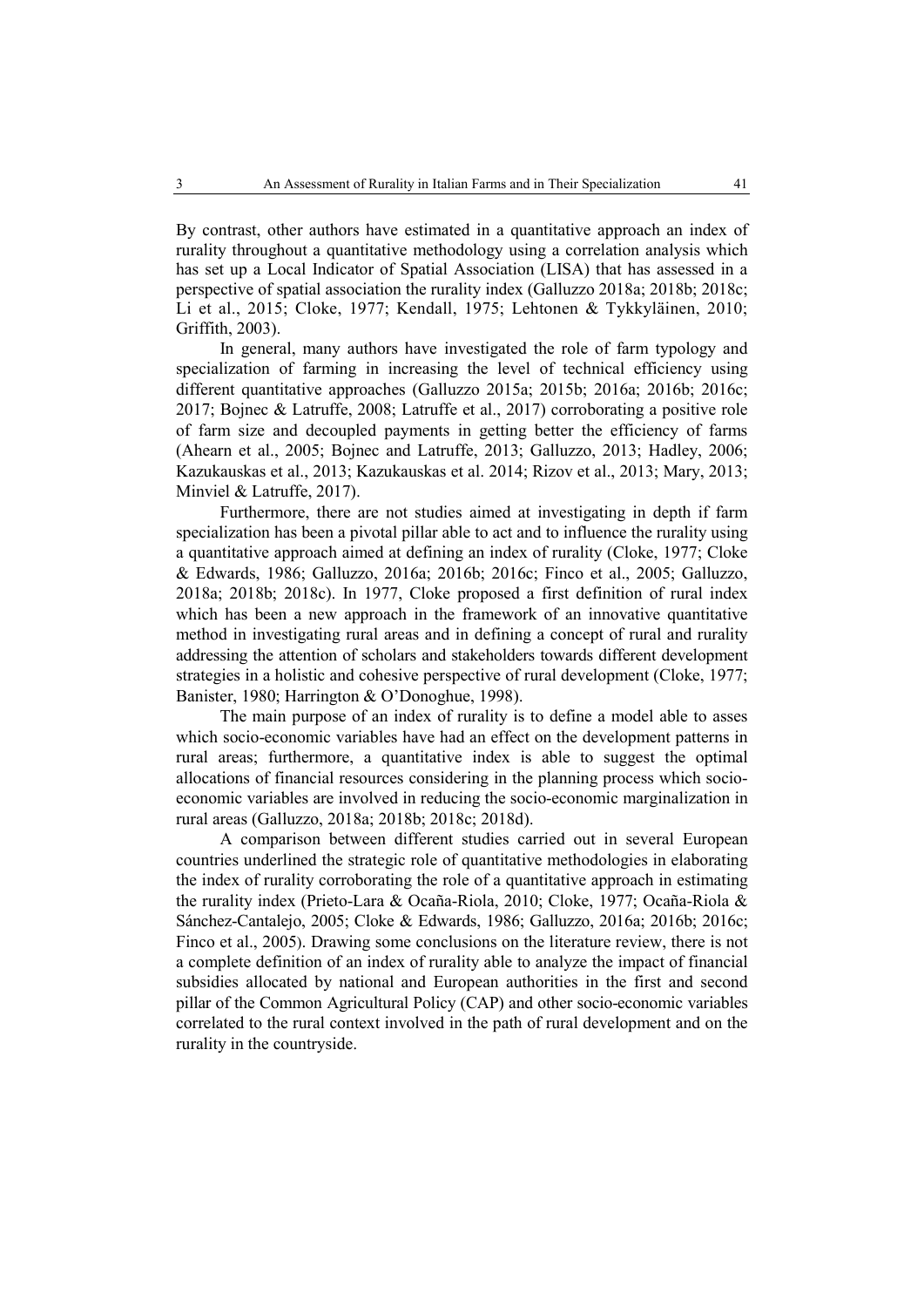By contrast, other authors have estimated in a quantitative approach an index of rurality throughout a quantitative methodology using a correlation analysis which has set up a Local Indicator of Spatial Association (LISA) that has assessed in a perspective of spatial association the rurality index (Galluzzo 2018a; 2018b; 2018c; Li et al., 2015; Cloke, 1977; Kendall, 1975; Lehtonen & Tykkyläinen, 2010; Griffith, 2003).

In general, many authors have investigated the role of farm typology and specialization of farming in increasing the level of technical efficiency using different quantitative approaches (Galluzzo 2015a; 2015b; 2016a; 2016b; 2016c; 2017; Bojnec & Latruffe, 2008; Latruffe et al., 2017) corroborating a positive role of farm size and decoupled payments in getting better the efficiency of farms (Ahearn et al., 2005; Bojnec and Latruffe, 2013; Galluzzo, 2013; Hadley, 2006; Kazukauskas et al., 2013; Kazukauskas et al. 2014; Rizov et al., 2013; Mary, 2013; Minviel & Latruffe, 2017).

Furthermore, there are not studies aimed at investigating in depth if farm specialization has been a pivotal pillar able to act and to influence the rurality using a quantitative approach aimed at defining an index of rurality (Cloke, 1977; Cloke & Edwards, 1986; Galluzzo, 2016a; 2016b; 2016c; Finco et al., 2005; Galluzzo, 2018a; 2018b; 2018c). In 1977, Cloke proposed a first definition of rural index which has been a new approach in the framework of an innovative quantitative method in investigating rural areas and in defining a concept of rural and rurality addressing the attention of scholars and stakeholders towards different development strategies in a holistic and cohesive perspective of rural development (Cloke, 1977; Banister, 1980; Harrington & O'Donoghue, 1998).

The main purpose of an index of rurality is to define a model able to asses which socio-economic variables have had an effect on the development patterns in rural areas; furthermore, a quantitative index is able to suggest the optimal allocations of financial resources considering in the planning process which socio-economic variables are involved in reducing the socio-economic marginalization in rural areas (Galluzzo, 2018a; 2018b; 2018c; 2018d).

A comparison between different studies carried out in several European countries underlined the strategic role of quantitative methodologies in elaborating the index of rurality corroborating the role of a quantitative approach in estimating the rurality index (Prieto-Lara & Ocaña-Riola, 2010; Cloke, 1977; Ocaña-Riola & Sánchez-Cantalejo, 2005; Cloke & Edwards, 1986; Galluzzo, 2016a; 2016b; 2016c; Finco et al., 2005). Drawing some conclusions on the literature review, there is not a complete definition of an index of rurality able to analyze the impact of financial subsidies allocated by national and European authorities in the first and second pillar of the Common Agricultural Policy (CAP) and other socio-economic variables correlated to the rural context involved in the path of rural development and on the rurality in the countryside.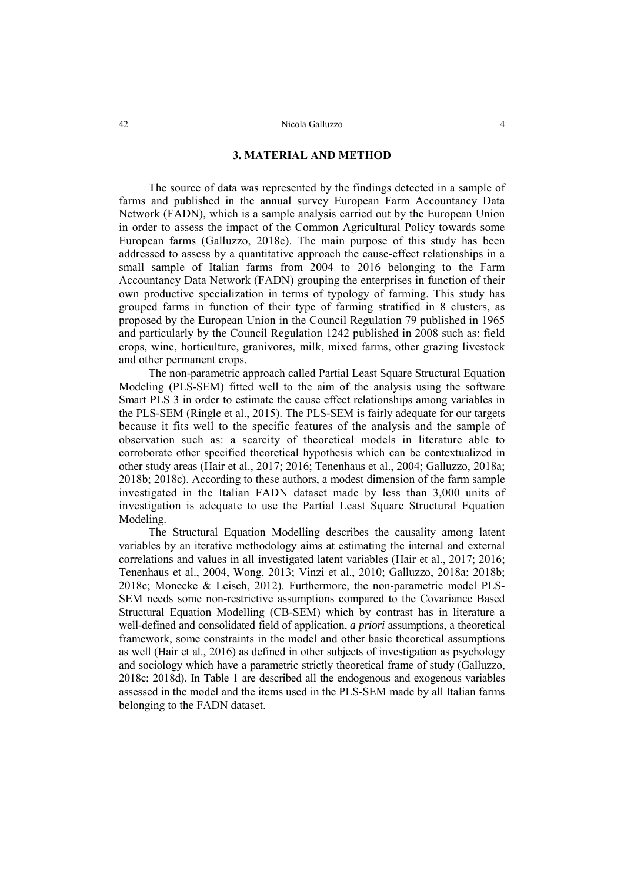## 3. MATERIAL AND METHOD

The source of data was represented by the findings detected in a sample of farms and published in the annual survey European Farm Accountancy Data Network (FADN), which is a sample analysis carried out by the European Union in order to assess the impact of the Common Agricultural Policy towards some European farms (Galluzzo, 2018c). The main purpose of this study has been addressed to assess by a quantitative approach the cause-effect relationships in a small sample of Italian farms from 2004 to 2016 belonging to the Farm Accountancy Data Network (FADN) grouping the enterprises in function of their own productive specialization in terms of typology of farming. This study has grouped farms in function of their type of farming stratified in 8 clusters, as proposed by the European Union in the Council Regulation 79 published in 1965 and particularly by the Council Regulation 1242 published in 2008 such as: field crops, wine, horticulture, granivores, milk, mixed farms, other grazing livestock and other permanent crops.

The non-parametric approach called Partial Least Square Structural Equation Modeling (PLS-SEM) fitted well to the aim of the analysis using the software Smart PLS 3 in order to estimate the cause effect relationships among variables in the PLS-SEM (Ringle et al., 2015). The PLS-SEM is fairly adequate for our targets because it fits well to the specific features of the analysis and the sample of observation such as: a scarcity of theoretical models in literature able to corroborate other specified theoretical hypothesis which can be contextualized in other study areas (Hair et al., 2017; 2016; Tenenhaus et al., 2004; Galluzzo, 2018a; 2018b; 2018c). According to these authors, a modest dimension of the farm sample investigated in the Italian FADN dataset made by less than 3,000 units of investigation is adequate to use the Partial Least Square Structural Equation Modeling.

The Structural Equation Modelling describes the causality among latent variables by an iterative methodology aims at estimating the internal and external correlations and values in all investigated latent variables (Hair et al., 2017; 2016; Tenenhaus et al., 2004, Wong, 2013; Vinzi et al., 2010; Galluzzo, 2018a; 2018b; 2018c; Monecke & Leisch, 2012). Furthermore, the non-parametric model PLS-SEM needs some non-restrictive assumptions compared to the Covariance Based Structural Equation Modelling (CB-SEM) which by contrast has in literature a well-defined and consolidated field of application, *a priori* assumptions, a theoretical framework, some constraints in the model and other basic theoretical assumptions as well (Hair et al., 2016) as defined in other subjects of investigation as psychology and sociology which have a parametric strictly theoretical frame of study (Galluzzo, 2018c; 2018d). In Table 1 are described all the endogenous and exogenous variables assessed in the model and the items used in the PLS-SEM made by all Italian farms belonging to the FADN dataset.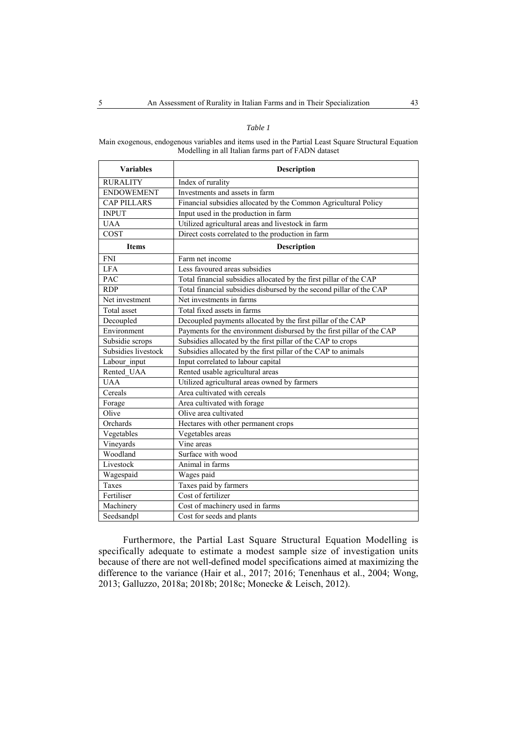*Table 1*

Main exogenous, endogenous variables and items used in the Partial Least Square Structural Equation Modelling in all Italian farms part of FADN dataset

| Variables | Description |
|---|---|
| RURALITY | Index of rurality |
| ENDOWEMENT | Investments and assets in farm |
| CAP PILLARS | Financial subsidies allocated by the Common Agricultural Policy |
| INPUT | Input used in the production in farm |
| UAA | Utilized agricultural areas and livestock in farm |
| COST | Direct costs correlated to the production in farm |
| **Items** | **Description** |
| FNI | Farm net income |
| LFA | Less favoured areas subsidies |
| PAC | Total financial subsidies allocated by the first pillar of the CAP |
| RDP | Total financial subsidies disbursed by the second pillar of the CAP |
| Net investment | Net investments in farms |
| Total asset | Total fixed assets in farms |
| Decoupled | Decoupled payments allocated by the first pillar of the CAP |
| Environment | Payments for the environment disbursed by the first pillar of the CAP |
| Subsidie scrops | Subsidies allocated by the first pillar of the CAP to crops |
| Subsidies livestock | Subsidies allocated by the first pillar of the CAP to animals |
| Labour_input | Input correlated to labour capital |
| Rented_UAA | Rented usable agricultural areas |
| UAA | Utilized agricultural areas owned by farmers |
| Cereals | Area cultivated with cereals |
| Forage | Area cultivated with forage |
| Olive | Olive area cultivated |
| Orchards | Hectares with other permanent crops |
| Vegetables | Vegetables areas |
| Vineyards | Vine areas |
| Woodland | Surface with wood |
| Livestock | Animal in farms |
| Wagespaid | Wages paid |
| Taxes | Taxes paid by farmers |
| Fertiliser | Cost of fertilizer |
| Machinery | Cost of machinery used in farms |
| Seedsandpl | Cost for seeds and plants |

Furthermore, the Partial Last Square Structural Equation Modelling is specifically adequate to estimate a modest sample size of investigation units because of there are not well-defined model specifications aimed at maximizing the difference to the variance (Hair et al., 2017; 2016; Tenenhaus et al., 2004; Wong, 2013; Galluzzo, 2018a; 2018b; 2018c; Monecke & Leisch, 2012).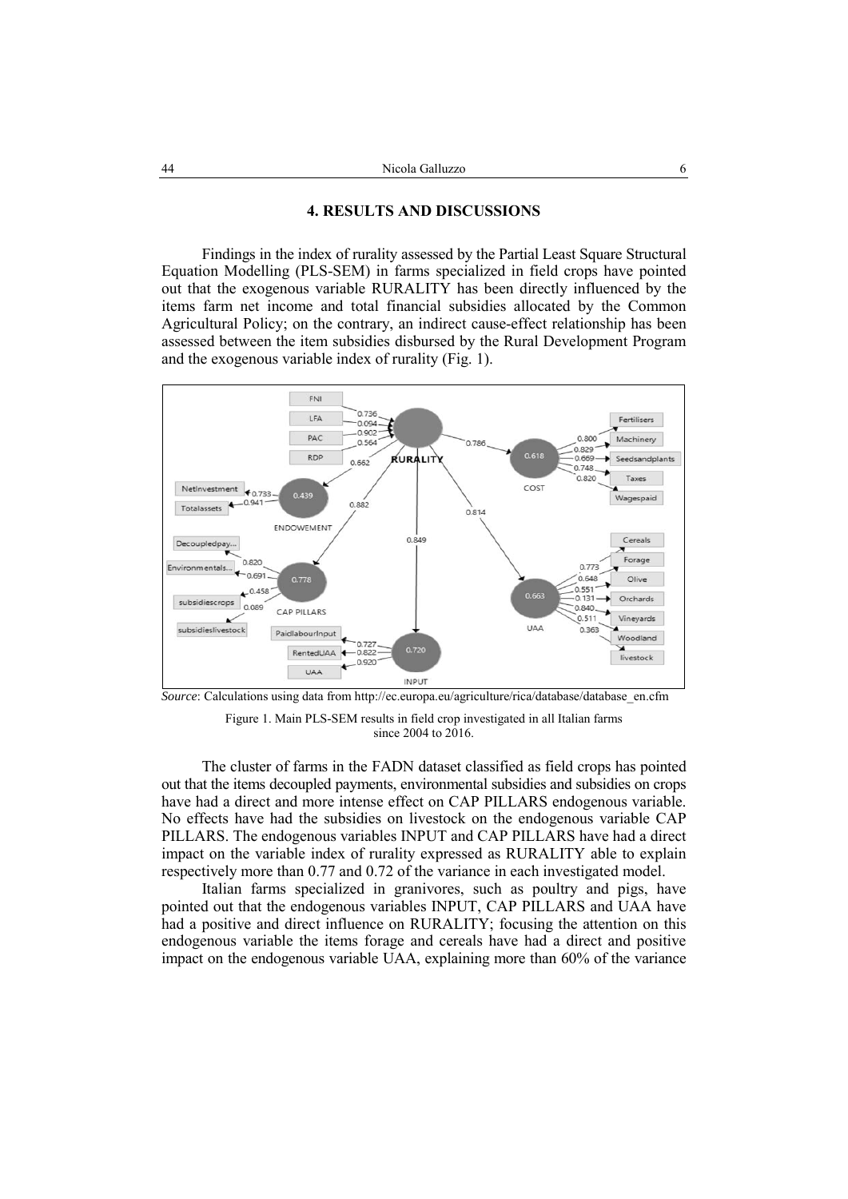## 4. RESULTS AND DISCUSSIONS

Findings in the index of rurality assessed by the Partial Least Square Structural Equation Modelling (PLS-SEM) in farms specialized in field crops have pointed out that the exogenous variable RURALITY has been directly influenced by the items farm net income and total financial subsidies allocated by the Common Agricultural Policy; on the contrary, an indirect cause-effect relationship has been assessed between the item subsidies disbursed by the Rural Development Program and the exogenous variable index of rurality (Fig. 1).

*Source*: Calculations using data from http://ec.europa.eu/agriculture/rica/database/database_en.cfm

Figure 1. Main PLS-SEM results in field crop investigated in all Italian farms since 2004 to 2016.

The cluster of farms in the FADN dataset classified as field crops has pointed out that the items decoupled payments, environmental subsidies and subsidies on crops have had a direct and more intense effect on CAP PILLARS endogenous variable. No effects have had the subsidies on livestock on the endogenous variable CAP PILLARS. The endogenous variables INPUT and CAP PILLARS have had a direct impact on the variable index of rurality expressed as RURALITY able to explain respectively more than 0.77 and 0.72 of the variance in each investigated model.

Italian farms specialized in granivores, such as poultry and pigs, have pointed out that the endogenous variables INPUT, CAP PILLARS and UAA have had a positive and direct influence on RURALITY; focusing the attention on this endogenous variable the items forage and cereals have had a direct and positive impact on the endogenous variable UAA, explaining more than 60% of the variance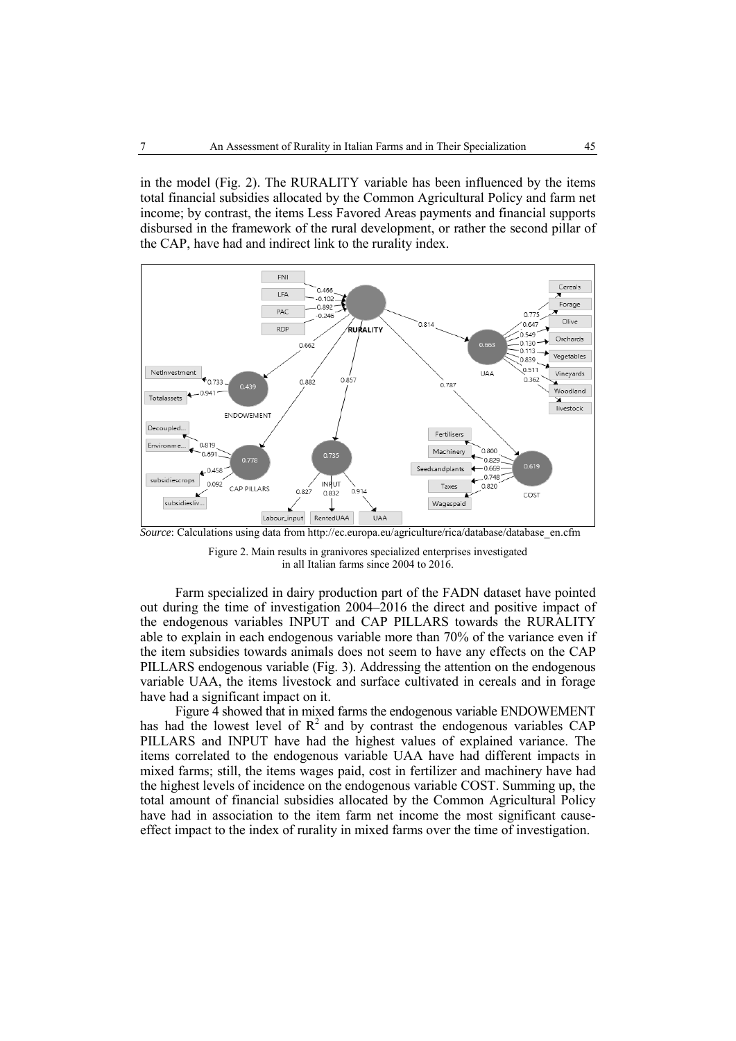in the model (Fig. 2). The RURALITY variable has been influenced by the items total financial subsidies allocated by the Common Agricultural Policy and farm net income; by contrast, the items Less Favored Areas payments and financial supports disbursed in the framework of the rural development, or rather the second pillar of the CAP, have had and indirect link to the rurality index.

*Source*: Calculations using data from http://ec.europa.eu/agriculture/rica/database/database_en.cfm

Figure 2. Main results in granivores specialized enterprises investigated in all Italian farms since 2004 to 2016.

Farm specialized in dairy production part of the FADN dataset have pointed out during the time of investigation 2004–2016 the direct and positive impact of the endogenous variables INPUT and CAP PILLARS towards the RURALITY able to explain in each endogenous variable more than 70% of the variance even if the item subsidies towards animals does not seem to have any effects on the CAP PILLARS endogenous variable (Fig. 3). Addressing the attention on the endogenous variable UAA, the items livestock and surface cultivated in cereals and in forage have had a significant impact on it.

Figure 4 showed that in mixed farms the endogenous variable ENDOWEMENT has had the lowest level of $R^2$ and by contrast the endogenous variables CAP PILLARS and INPUT have had the highest values of explained variance. The items correlated to the endogenous variable UAA have had different impacts in mixed farms; still, the items wages paid, cost in fertilizer and machinery have had the highest levels of incidence on the endogenous variable COST. Summing up, the total amount of financial subsidies allocated by the Common Agricultural Policy have had in association to the item farm net income the most significant cause-effect impact to the index of rurality in mixed farms over the time of investigation.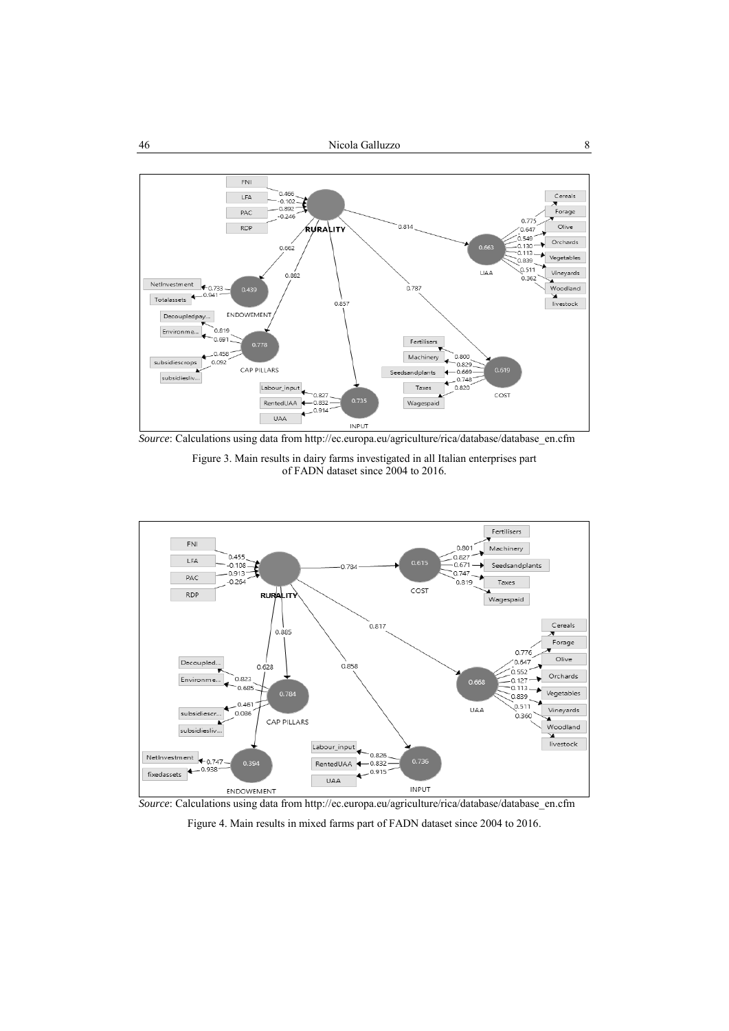*Source*: Calculations using data from http://ec.europa.eu/agriculture/rica/database/database_en.cfm

Figure 3. Main results in dairy farms investigated in all Italian enterprises part of FADN dataset since 2004 to 2016.

*Source*: Calculations using data from http://ec.europa.eu/agriculture/rica/database/database_en.cfm

Figure 4. Main results in mixed farms part of FADN dataset since 2004 to 2016.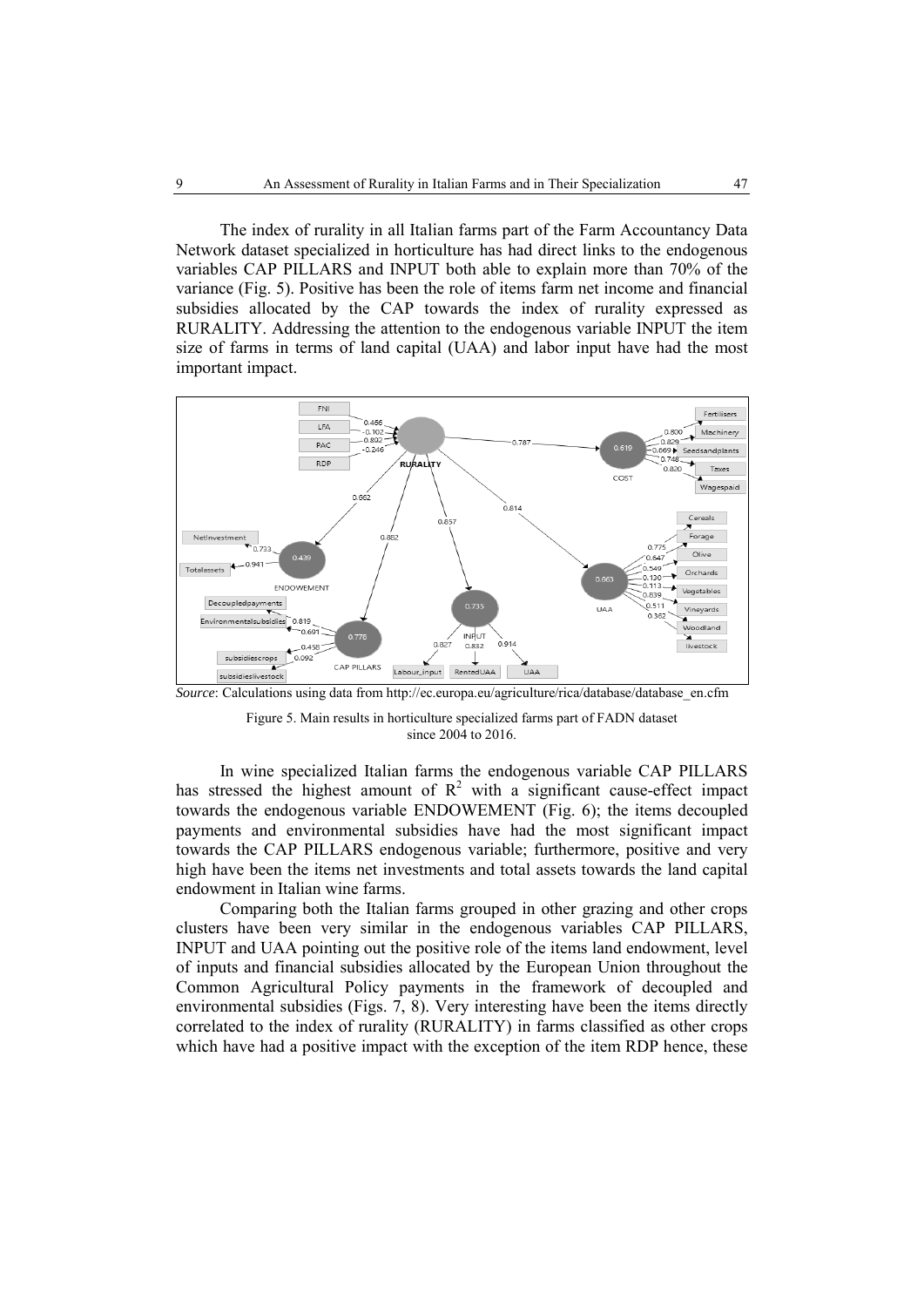The index of rurality in all Italian farms part of the Farm Accountancy Data Network dataset specialized in horticulture has had direct links to the endogenous variables CAP PILLARS and INPUT both able to explain more than 70% of the variance (Fig. 5). Positive has been the role of items farm net income and financial subsidies allocated by the CAP towards the index of rurality expressed as RURALITY. Addressing the attention to the endogenous variable INPUT the item size of farms in terms of land capital (UAA) and labor input have had the most important impact.

*Source*: Calculations using data from http://ec.europa.eu/agriculture/rica/database/database_en.cfm

Figure 5. Main results in horticulture specialized farms part of FADN dataset since 2004 to 2016.

In wine specialized Italian farms the endogenous variable CAP PILLARS has stressed the highest amount of $R^2$ with a significant cause-effect impact towards the endogenous variable ENDOWEMENT (Fig. 6); the items decoupled payments and environmental subsidies have had the most significant impact towards the CAP PILLARS endogenous variable; furthermore, positive and very high have been the items net investments and total assets towards the land capital endowment in Italian wine farms.

Comparing both the Italian farms grouped in other grazing and other crops clusters have been very similar in the endogenous variables CAP PILLARS, INPUT and UAA pointing out the positive role of the items land endowment, level of inputs and financial subsidies allocated by the European Union throughout the Common Agricultural Policy payments in the framework of decoupled and environmental subsidies (Figs. 7, 8). Very interesting have been the items directly correlated to the index of rurality (RURALITY) in farms classified as other crops which have had a positive impact with the exception of the item RDP hence, these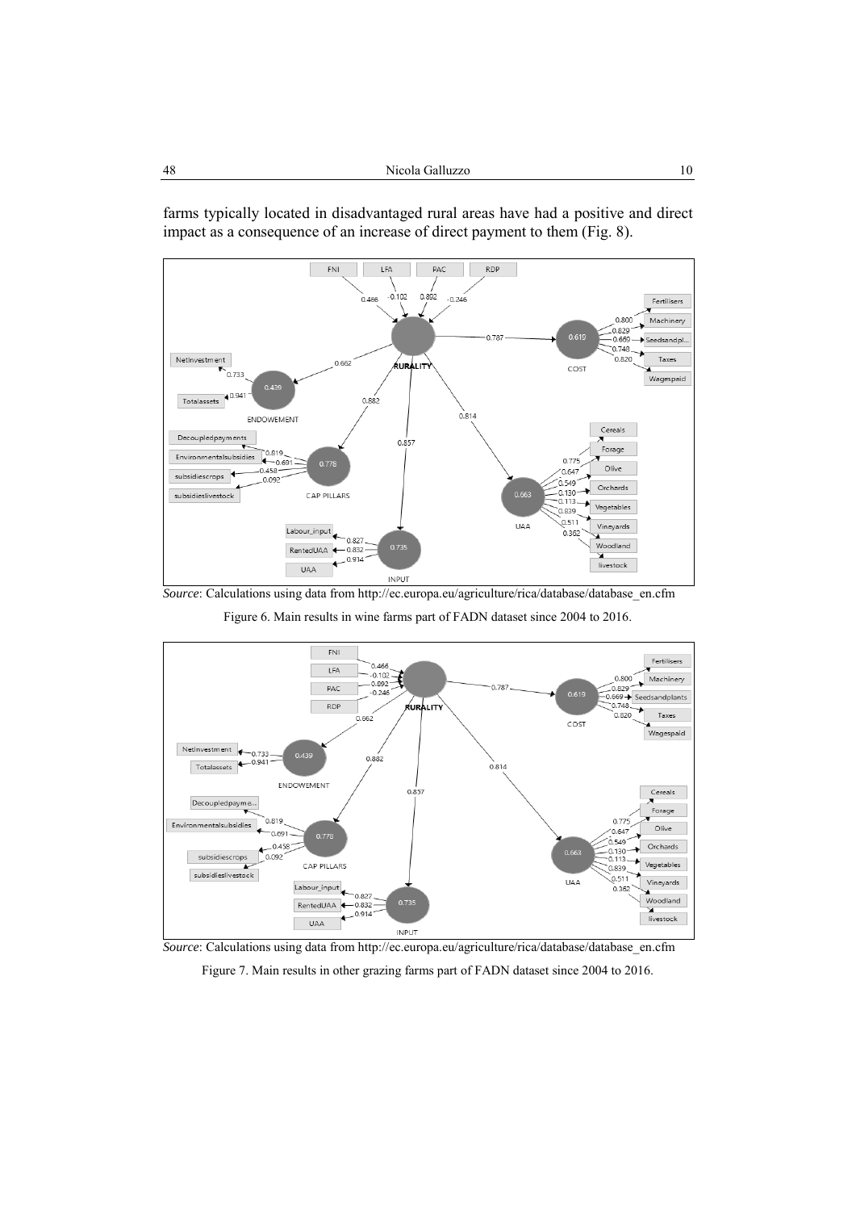farms typically located in disadvantaged rural areas have had a positive and direct impact as a consequence of an increase of direct payment to them (Fig. 8).

*Source*: Calculations using data from http://ec.europa.eu/agriculture/rica/database/database_en.cfm

Figure 6. Main results in wine farms part of FADN dataset since 2004 to 2016.

*Source*: Calculations using data from http://ec.europa.eu/agriculture/rica/database/database_en.cfm

Figure 7. Main results in other grazing farms part of FADN dataset since 2004 to 2016.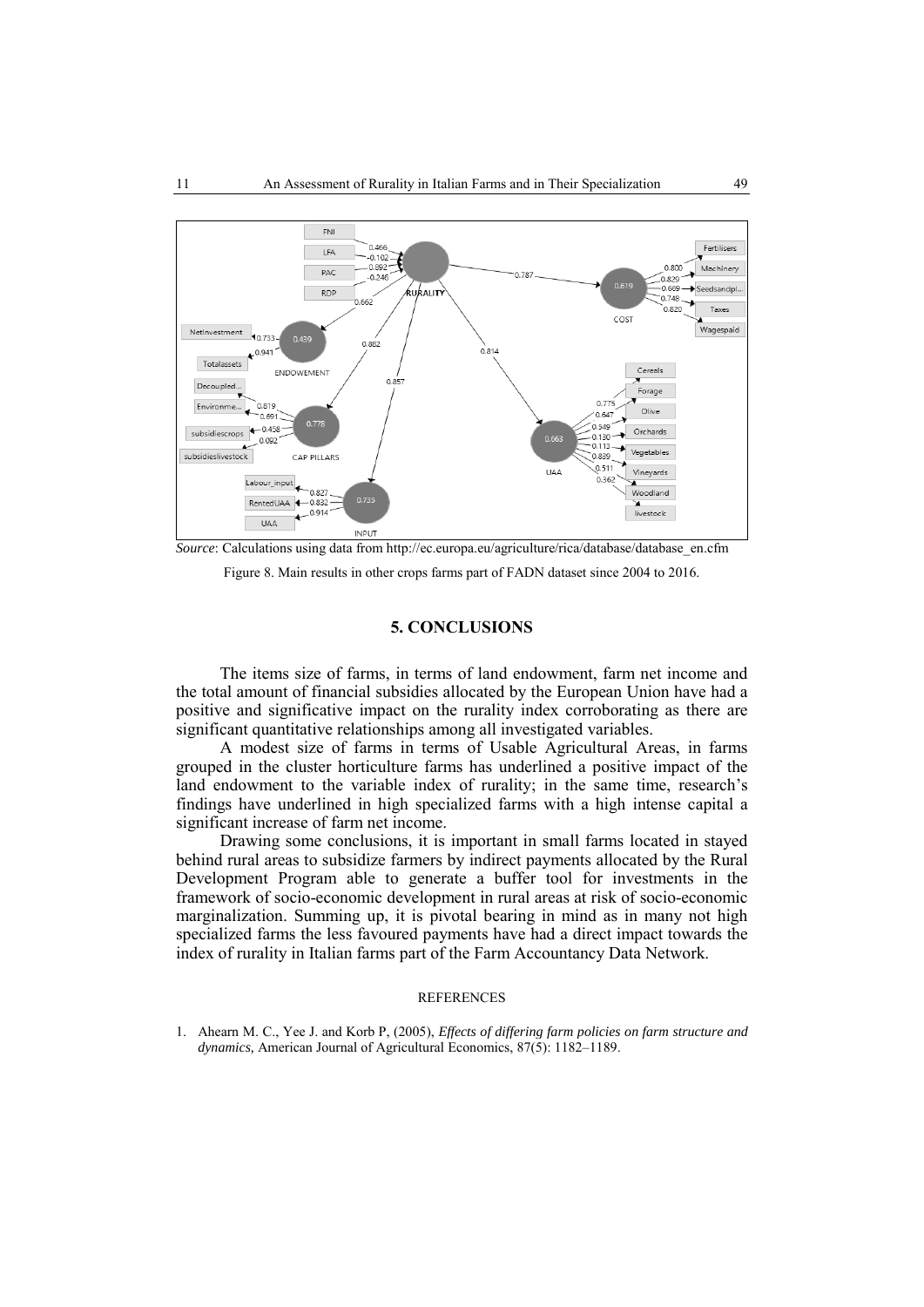*Source*: Calculations using data from http://ec.europa.eu/agriculture/rica/database/database_en.cfm

Figure 8. Main results in other crops farms part of FADN dataset since 2004 to 2016.

## 5. CONCLUSIONS

The items size of farms, in terms of land endowment, farm net income and the total amount of financial subsidies allocated by the European Union have had a positive and significative impact on the rurality index corroborating as there are significant quantitative relationships among all investigated variables.

A modest size of farms in terms of Usable Agricultural Areas, in farms grouped in the cluster horticulture farms has underlined a positive impact of the land endowment to the variable index of rurality; in the same time, research's findings have underlined in high specialized farms with a high intense capital a significant increase of farm net income.

Drawing some conclusions, it is important in small farms located in stayed behind rural areas to subsidize farmers by indirect payments allocated by the Rural Development Program able to generate a buffer tool for investments in the framework of socio-economic development in rural areas at risk of socio-economic marginalization. Summing up, it is pivotal bearing in mind as in many not high specialized farms the less favoured payments have had a direct impact towards the index of rurality in Italian farms part of the Farm Accountancy Data Network.

### REFERENCES

1. Ahearn M. C., Yee J. and Korb P, (2005), *Effects of differing farm policies on farm structure and dynamics,* American Journal of Agricultural Economics, 87(5): 1182–1189.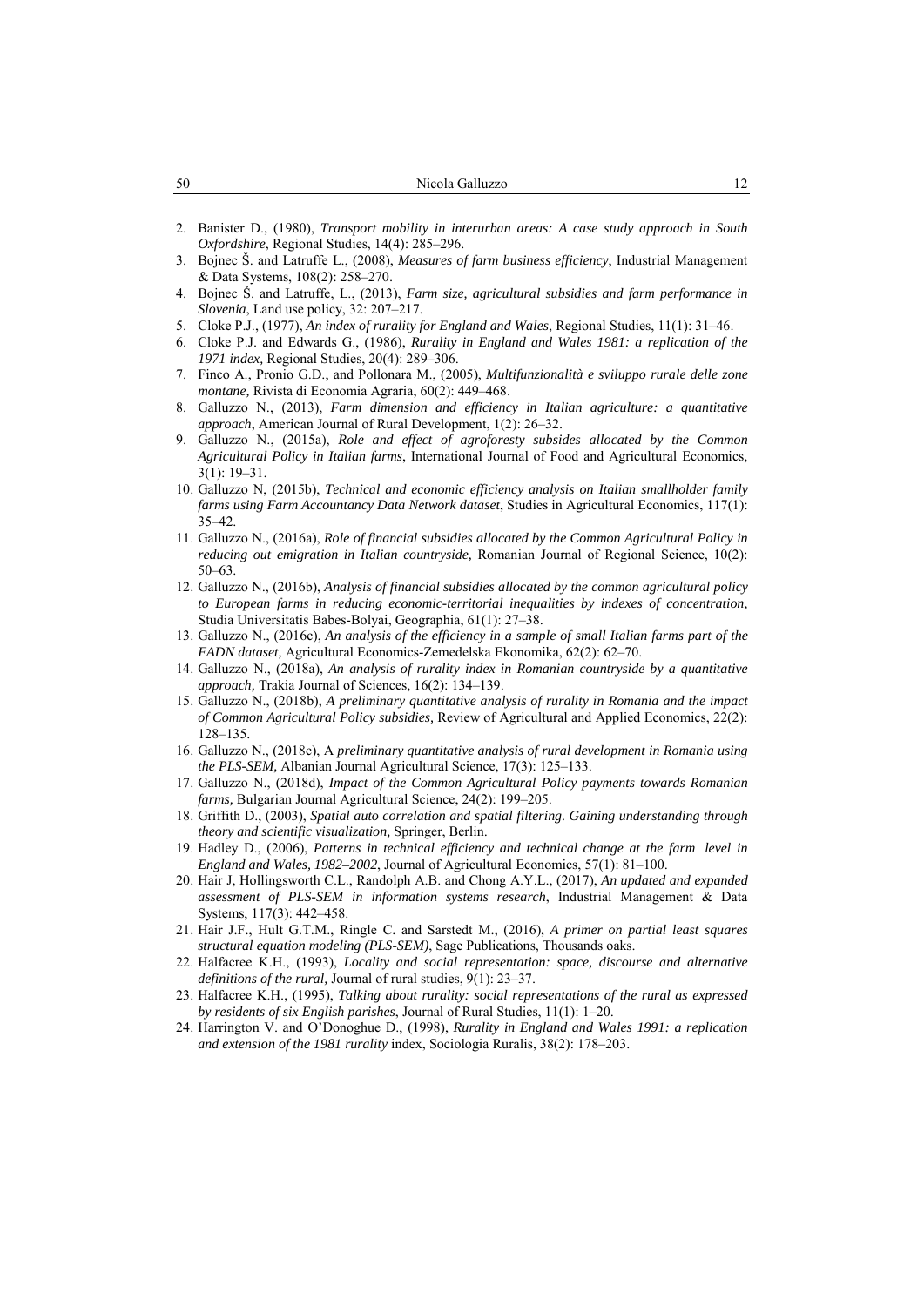2. Banister D., (1980), *Transport mobility in interurban areas: A case study approach in South Oxfordshire*, Regional Studies, 14(4): 285–296.
3. Bojnec Š. and Latruffe L., (2008), *Measures of farm business efficiency*, Industrial Management & Data Systems, 108(2): 258–270.
4. Bojnec Š. and Latruffe, L., (2013), *Farm size, agricultural subsidies and farm performance in Slovenia*, Land use policy, 32: 207–217.
5. Cloke P.J., (1977), *An index of rurality for England and Wales*, Regional Studies, 11(1): 31–46.
6. Cloke P.J. and Edwards G., (1986), *Rurality in England and Wales 1981: a replication of the 1971 index,* Regional Studies, 20(4): 289–306.
7. Finco A., Pronio G.D., and Pollonara M., (2005), *Multifunzionalità e sviluppo rurale delle zone montane,* Rivista di Economia Agraria, 60(2): 449–468.
8. Galluzzo N., (2013), *Farm dimension and efficiency in Italian agriculture: a quantitative approach*, American Journal of Rural Development, 1(2): 26–32.
9. Galluzzo N., (2015a), *Role and effect of agroforesty subsides allocated by the Common Agricultural Policy in Italian farms*, International Journal of Food and Agricultural Economics, 3(1): 19–31.
10. Galluzzo N, (2015b), *Technical and economic efficiency analysis on Italian smallholder family farms using Farm Accountancy Data Network dataset*, Studies in Agricultural Economics, 117(1): 35–42.
11. Galluzzo N., (2016a), *Role of financial subsidies allocated by the Common Agricultural Policy in reducing out emigration in Italian countryside,* Romanian Journal of Regional Science, 10(2): 50–63.
12. Galluzzo N., (2016b), *Analysis of financial subsidies allocated by the common agricultural policy to European farms in reducing economic-territorial inequalities by indexes of concentration,* Studia Universitatis Babes-Bolyai, Geographia, 61(1): 27–38.
13. Galluzzo N., (2016c), *An analysis of the efficiency in a sample of small Italian farms part of the FADN dataset,* Agricultural Economics-Zemedelska Ekonomika, 62(2): 62–70.
14. Galluzzo N., (2018a), *An analysis of rurality index in Romanian countryside by a quantitative approach,* Trakia Journal of Sciences, 16(2): 134–139.
15. Galluzzo N., (2018b), *A preliminary quantitative analysis of rurality in Romania and the impact of Common Agricultural Policy subsidies,* Review of Agricultural and Applied Economics, 22(2): 128–135.
16. Galluzzo N., (2018c), A *preliminary quantitative analysis of rural development in Romania using the PLS-SEM,* Albanian Journal Agricultural Science, 17(3): 125–133.
17. Galluzzo N., (2018d), *Impact of the Common Agricultural Policy payments towards Romanian farms,* Bulgarian Journal Agricultural Science, 24(2): 199–205.
18. Griffith D., (2003), *Spatial auto correlation and spatial filtering. Gaining understanding through theory and scientific visualization,* Springer, Berlin.
19. Hadley D., (2006), *Patterns in technical efficiency and technical change at the farm level in England and Wales, 1982–2002*, Journal of Agricultural Economics, 57(1): 81–100.
20. Hair J, Hollingsworth C.L., Randolph A.B. and Chong A.Y.L., (2017), *An updated and expanded assessment of PLS-SEM in information systems research*, Industrial Management & Data Systems, 117(3): 442–458.
21. Hair J.F., Hult G.T.M., Ringle C. and Sarstedt M., (2016), *A primer on partial least squares structural equation modeling (PLS-SEM)*, Sage Publications, Thousands oaks.
22. Halfacree K.H., (1993), *Locality and social representation: space, discourse and alternative definitions of the rural,* Journal of rural studies, 9(1): 23–37.
23. Halfacree K.H., (1995), *Talking about rurality: social representations of the rural as expressed by residents of six English parishes*, Journal of Rural Studies, 11(1): 1–20.
24. Harrington V. and O'Donoghue D., (1998), *Rurality in England and Wales 1991: a replication and extension of the 1981 rurality* index, Sociologia Ruralis, 38(2): 178–203.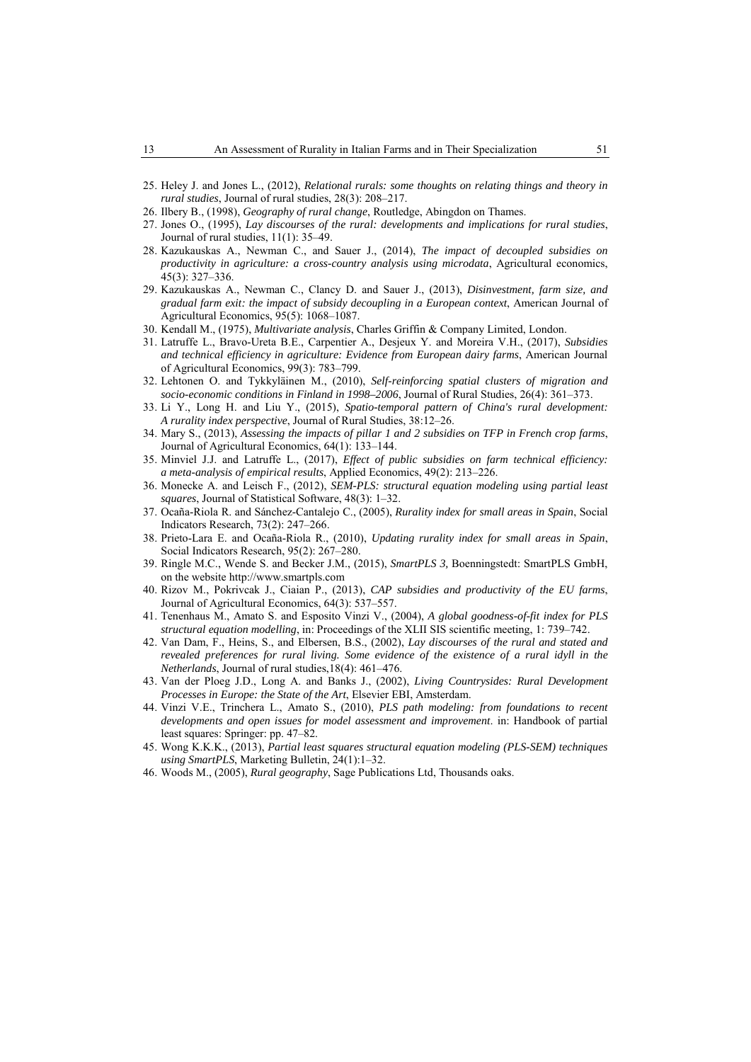25. Heley J. and Jones L., (2012), *Relational rurals: some thoughts on relating things and theory in rural studies*, Journal of rural studies, 28(3): 208–217.
26. Ilbery B., (1998), *Geography of rural change*, Routledge, Abingdon on Thames.
27. Jones O., (1995), *Lay discourses of the rural: developments and implications for rural studies*, Journal of rural studies, 11(1): 35–49.
28. Kazukauskas A., Newman C., and Sauer J., (2014), *The impact of decoupled subsidies on productivity in agriculture: a cross-country analysis using microdata*, Agricultural economics, 45(3): 327–336.
29. Kazukauskas A., Newman C., Clancy D. and Sauer J., (2013), *Disinvestment, farm size, and gradual farm exit: the impact of subsidy decoupling in a European context*, American Journal of Agricultural Economics, 95(5): 1068–1087.
30. Kendall M., (1975), *Multivariate analysis*, Charles Griffin & Company Limited, London.
31. Latruffe L., Bravo-Ureta B.E., Carpentier A., Desjeux Y. and Moreira V.H., (2017), *Subsidies and technical efficiency in agriculture: Evidence from European dairy farms*, American Journal of Agricultural Economics, 99(3): 783–799.
32. Lehtonen O. and Tykkyläinen M., (2010), *Self-reinforcing spatial clusters of migration and socio-economic conditions in Finland in 1998–2006*, Journal of Rural Studies, 26(4): 361–373.
33. Li Y., Long H. and Liu Y., (2015), *Spatio-temporal pattern of China's rural development: A rurality index perspective*, Journal of Rural Studies, 38:12–26.
34. Mary S., (2013), *Assessing the impacts of pillar 1 and 2 subsidies on TFP in French crop farms*, Journal of Agricultural Economics, 64(1): 133–144.
35. Minviel J.J. and Latruffe L., (2017), *Effect of public subsidies on farm technical efficiency: a meta-analysis of empirical results*, Applied Economics, 49(2): 213–226.
36. Monecke A. and Leisch F., (2012), *SEM-PLS: structural equation modeling using partial least squares*, Journal of Statistical Software, 48(3): 1–32.
37. Ocaña-Riola R. and Sánchez-Cantalejo C., (2005), *Rurality index for small areas in Spain*, Social Indicators Research, 73(2): 247–266.
38. Prieto-Lara E. and Ocaña-Riola R., (2010), *Updating rurality index for small areas in Spain*, Social Indicators Research, 95(2): 267–280.
39. Ringle M.C., Wende S. and Becker J.M., (2015), *SmartPLS 3,* Boenningstedt: SmartPLS GmbH, on the website http://www.smartpls.com
40. Rizov M., Pokrivcak J., Ciaian P., (2013), *CAP subsidies and productivity of the EU farms*, Journal of Agricultural Economics, 64(3): 537–557.
41. Tenenhaus M., Amato S. and Esposito Vinzi V., (2004), *A global goodness-of-fit index for PLS structural equation modelling*, in: Proceedings of the XLII SIS scientific meeting, 1: 739–742.
42. Van Dam, F., Heins, S., and Elbersen, B.S., (2002), *Lay discourses of the rural and stated and revealed preferences for rural living. Some evidence of the existence of a rural idyll in the Netherlands*, Journal of rural studies,18(4): 461–476.
43. Van der Ploeg J.D., Long A. and Banks J., (2002), *Living Countrysides: Rural Development Processes in Europe: the State of the Art*, Elsevier EBI, Amsterdam.
44. Vinzi V.E., Trinchera L., Amato S., (2010), *PLS path modeling: from foundations to recent developments and open issues for model assessment and improvement*. in: Handbook of partial least squares: Springer: pp. 47–82.
45. Wong K.K.K., (2013), *Partial least squares structural equation modeling (PLS-SEM) techniques using SmartPLS*, Marketing Bulletin, 24(1):1–32.
46. Woods M., (2005), *Rural geography*, Sage Publications Ltd, Thousands oaks.